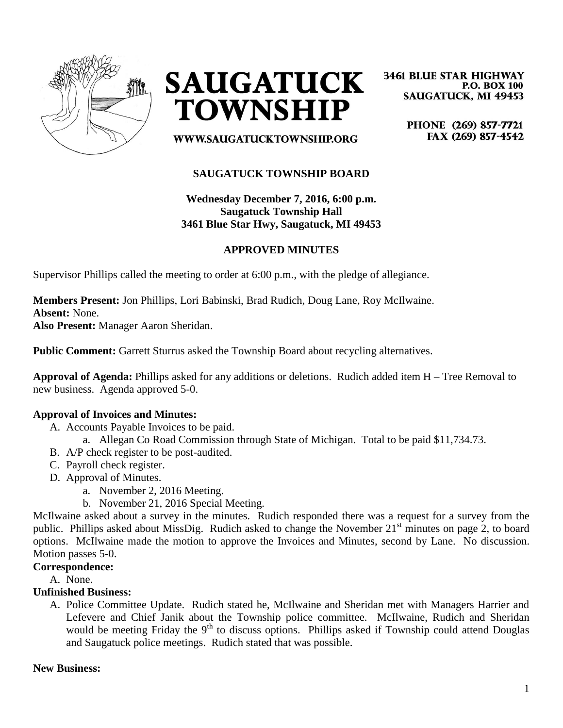# SAUGATUCK TOWNSHIP

3461 BLUE STAR HIGHWAY
P.O. BOX 100
SAUGATUCK, MI 49453

WWW.SAUGATUCKTOWNSHIP.ORG

PHONE (269) 857-7721
FAX (269) 857-4542

**SAUGATUCK TOWNSHIP BOARD**

**Wednesday December 7, 2016, 6:00 p.m.**
**Saugatuck Township Hall**
**3461 Blue Star Hwy, Saugatuck, MI 49453**

**APPROVED MINUTES**

Supervisor Phillips called the meeting to order at 6:00 p.m., with the pledge of allegiance.

**Members Present:** Jon Phillips, Lori Babinski, Brad Rudich, Doug Lane, Roy McIlwaine.
**Absent:** None.
**Also Present:** Manager Aaron Sheridan.

**Public Comment:** Garrett Sturrus asked the Township Board about recycling alternatives.

**Approval of Agenda:** Phillips asked for any additions or deletions. Rudich added item H – Tree Removal to new business. Agenda approved 5-0.

**Approval of Invoices and Minutes:**

A. Accounts Payable Invoices to be paid.
   a. Allegan Co Road Commission through State of Michigan. Total to be paid $11,734.73.
B. A/P check register to be post-audited.
C. Payroll check register.
D. Approval of Minutes.
   a. November 2, 2016 Meeting.
   b. November 21, 2016 Special Meeting.

McIlwaine asked about a survey in the minutes. Rudich responded there was a request for a survey from the public. Phillips asked about MissDig. Rudich asked to change the November 21st minutes on page 2, to board options. McIlwaine made the motion to approve the Invoices and Minutes, second by Lane. No discussion. Motion passes 5-0.

**Correspondence:**

A. None.

**Unfinished Business:**

A. Police Committee Update. Rudich stated he, McIlwaine and Sheridan met with Managers Harrier and Lefevere and Chief Janik about the Township police committee. McIlwaine, Rudich and Sheridan would be meeting Friday the 9th to discuss options. Phillips asked if Township could attend Douglas and Saugatuck police meetings. Rudich stated that was possible.

**New Business:**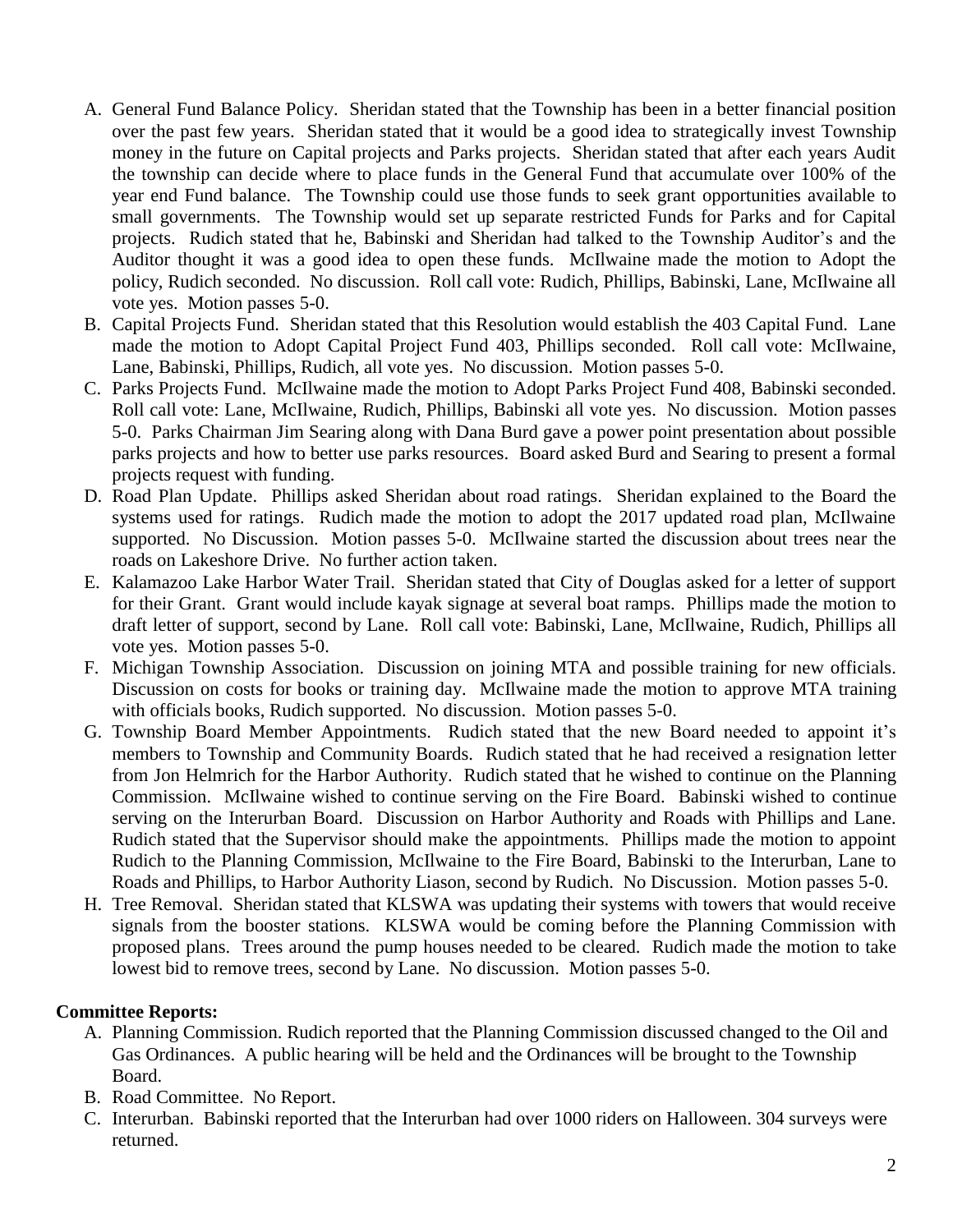A. General Fund Balance Policy. Sheridan stated that the Township has been in a better financial position over the past few years. Sheridan stated that it would be a good idea to strategically invest Township money in the future on Capital projects and Parks projects. Sheridan stated that after each years Audit the township can decide where to place funds in the General Fund that accumulate over 100% of the year end Fund balance. The Township could use those funds to seek grant opportunities available to small governments. The Township would set up separate restricted Funds for Parks and for Capital projects. Rudich stated that he, Babinski and Sheridan had talked to the Township Auditor's and the Auditor thought it was a good idea to open these funds. McIlwaine made the motion to Adopt the policy, Rudich seconded. No discussion. Roll call vote: Rudich, Phillips, Babinski, Lane, McIlwaine all vote yes. Motion passes 5-0.
B. Capital Projects Fund. Sheridan stated that this Resolution would establish the 403 Capital Fund. Lane made the motion to Adopt Capital Project Fund 403, Phillips seconded. Roll call vote: McIlwaine, Lane, Babinski, Phillips, Rudich, all vote yes. No discussion. Motion passes 5-0.
C. Parks Projects Fund. McIlwaine made the motion to Adopt Parks Project Fund 408, Babinski seconded. Roll call vote: Lane, McIlwaine, Rudich, Phillips, Babinski all vote yes. No discussion. Motion passes 5-0. Parks Chairman Jim Searing along with Dana Burd gave a power point presentation about possible parks projects and how to better use parks resources. Board asked Burd and Searing to present a formal projects request with funding.
D. Road Plan Update. Phillips asked Sheridan about road ratings. Sheridan explained to the Board the systems used for ratings. Rudich made the motion to adopt the 2017 updated road plan, McIlwaine supported. No Discussion. Motion passes 5-0. McIlwaine started the discussion about trees near the roads on Lakeshore Drive. No further action taken.
E. Kalamazoo Lake Harbor Water Trail. Sheridan stated that City of Douglas asked for a letter of support for their Grant. Grant would include kayak signage at several boat ramps. Phillips made the motion to draft letter of support, second by Lane. Roll call vote: Babinski, Lane, McIlwaine, Rudich, Phillips all vote yes. Motion passes 5-0.
F. Michigan Township Association. Discussion on joining MTA and possible training for new officials. Discussion on costs for books or training day. McIlwaine made the motion to approve MTA training with officials books, Rudich supported. No discussion. Motion passes 5-0.
G. Township Board Member Appointments. Rudich stated that the new Board needed to appoint it's members to Township and Community Boards. Rudich stated that he had received a resignation letter from Jon Helmrich for the Harbor Authority. Rudich stated that he wished to continue on the Planning Commission. McIlwaine wished to continue serving on the Fire Board. Babinski wished to continue serving on the Interurban Board. Discussion on Harbor Authority and Roads with Phillips and Lane. Rudich stated that the Supervisor should make the appointments. Phillips made the motion to appoint Rudich to the Planning Commission, McIlwaine to the Fire Board, Babinski to the Interurban, Lane to Roads and Phillips, to Harbor Authority Liason, second by Rudich. No Discussion. Motion passes 5-0.
H. Tree Removal. Sheridan stated that KLSWA was updating their systems with towers that would receive signals from the booster stations. KLSWA would be coming before the Planning Commission with proposed plans. Trees around the pump houses needed to be cleared. Rudich made the motion to take lowest bid to remove trees, second by Lane. No discussion. Motion passes 5-0.

**Committee Reports:**

A. Planning Commission. Rudich reported that the Planning Commission discussed changed to the Oil and Gas Ordinances. A public hearing will be held and the Ordinances will be brought to the Township Board.
B. Road Committee. No Report.
C. Interurban. Babinski reported that the Interurban had over 1000 riders on Halloween. 304 surveys were returned.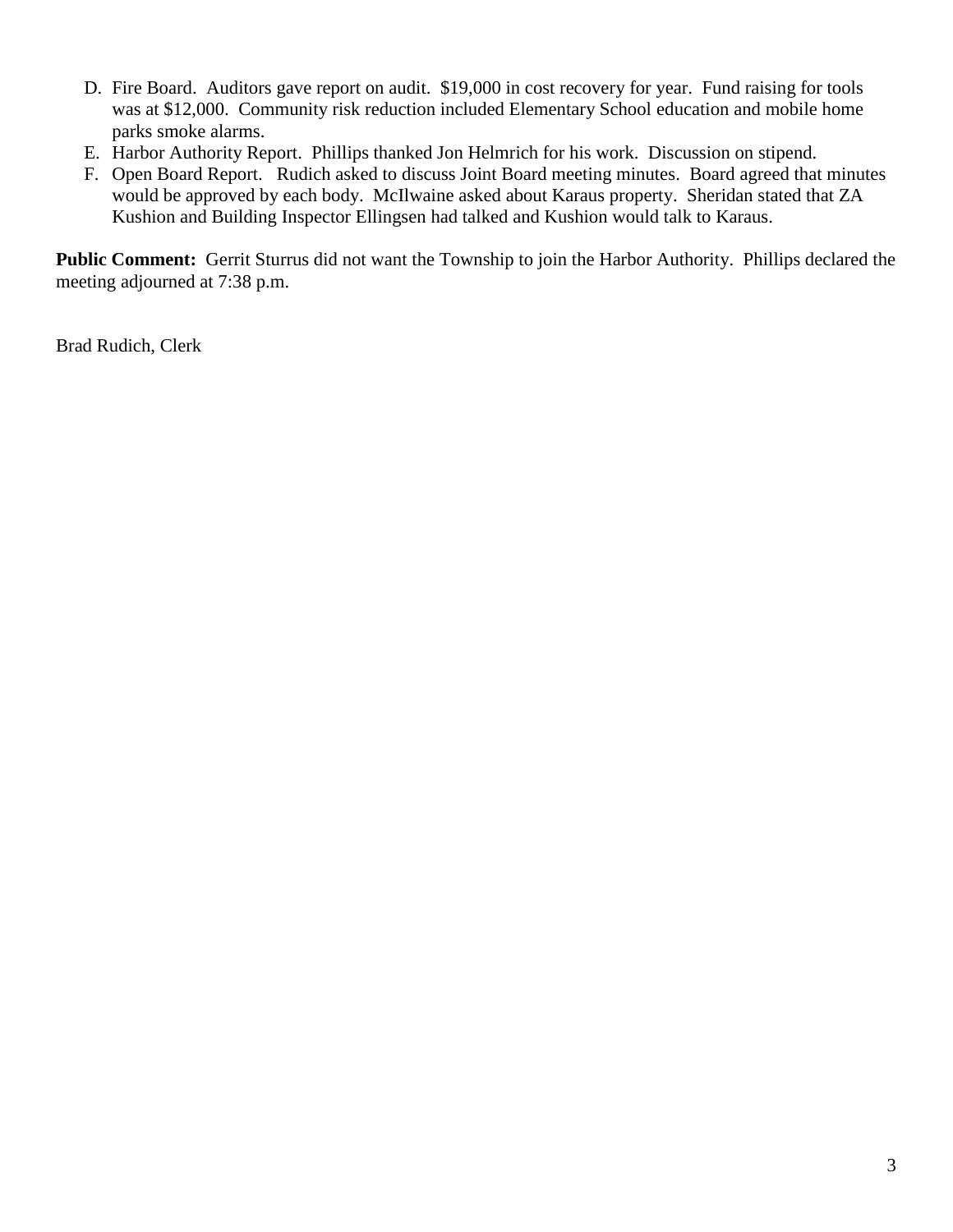D. Fire Board. Auditors gave report on audit. $19,000 in cost recovery for year. Fund raising for tools was at $12,000. Community risk reduction included Elementary School education and mobile home parks smoke alarms.
E. Harbor Authority Report. Phillips thanked Jon Helmrich for his work. Discussion on stipend.
F. Open Board Report. Rudich asked to discuss Joint Board meeting minutes. Board agreed that minutes would be approved by each body. McIlwaine asked about Karaus property. Sheridan stated that ZA Kushion and Building Inspector Ellingsen had talked and Kushion would talk to Karaus.

**Public Comment:** Gerrit Sturrus did not want the Township to join the Harbor Authority. Phillips declared the meeting adjourned at 7:38 p.m.

Brad Rudich, Clerk